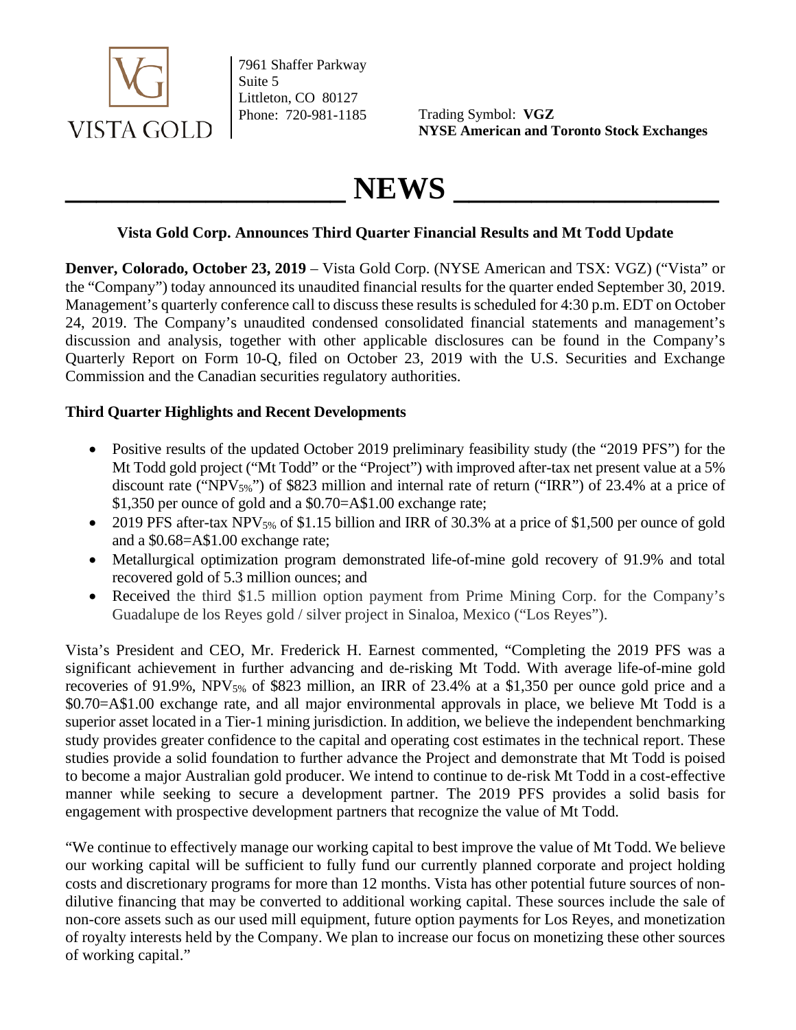VISTA GOLD

7961 Shaffer Parkway
Suite 5
Littleton, CO 80127
Phone: 720-981-1185

Trading Symbol: **VGZ**
**NYSE American and Toronto Stock Exchanges**

# NEWS

## Vista Gold Corp. Announces Third Quarter Financial Results and Mt Todd Update

**Denver, Colorado, October 23, 2019** – Vista Gold Corp. (NYSE American and TSX: VGZ) ("Vista" or the "Company") today announced its unaudited financial results for the quarter ended September 30, 2019. Management's quarterly conference call to discuss these results is scheduled for 4:30 p.m. EDT on October 24, 2019. The Company's unaudited condensed consolidated financial statements and management's discussion and analysis, together with other applicable disclosures can be found in the Company's Quarterly Report on Form 10-Q, filed on October 23, 2019 with the U.S. Securities and Exchange Commission and the Canadian securities regulatory authorities.

### Third Quarter Highlights and Recent Developments

- Positive results of the updated October 2019 preliminary feasibility study (the "2019 PFS") for the Mt Todd gold project ("Mt Todd" or the "Project") with improved after-tax net present value at a 5% discount rate ("$NPV_{5\%}$") of \$823 million and internal rate of return ("IRR") of 23.4% at a price of \$1,350 per ounce of gold and a \$0.70=A\$1.00 exchange rate;
- 2019 PFS after-tax $NPV_{5\%}$ of \$1.15 billion and IRR of 30.3% at a price of \$1,500 per ounce of gold and a \$0.68=A\$1.00 exchange rate;
- Metallurgical optimization program demonstrated life-of-mine gold recovery of 91.9% and total recovered gold of 5.3 million ounces; and
- Received the third \$1.5 million option payment from Prime Mining Corp. for the Company's Guadalupe de los Reyes gold / silver project in Sinaloa, Mexico ("Los Reyes").

Vista's President and CEO, Mr. Frederick H. Earnest commented, "Completing the 2019 PFS was a significant achievement in further advancing and de-risking Mt Todd. With average life-of-mine gold recoveries of 91.9%, $NPV_{5\%}$ of \$823 million, an IRR of 23.4% at a \$1,350 per ounce gold price and a \$0.70=A\$1.00 exchange rate, and all major environmental approvals in place, we believe Mt Todd is a superior asset located in a Tier-1 mining jurisdiction. In addition, we believe the independent benchmarking study provides greater confidence to the capital and operating cost estimates in the technical report. These studies provide a solid foundation to further advance the Project and demonstrate that Mt Todd is poised to become a major Australian gold producer. We intend to continue to de-risk Mt Todd in a cost-effective manner while seeking to secure a development partner. The 2019 PFS provides a solid basis for engagement with prospective development partners that recognize the value of Mt Todd.

"We continue to effectively manage our working capital to best improve the value of Mt Todd. We believe our working capital will be sufficient to fully fund our currently planned corporate and project holding costs and discretionary programs for more than 12 months. Vista has other potential future sources of non-dilutive financing that may be converted to additional working capital. These sources include the sale of non-core assets such as our used mill equipment, future option payments for Los Reyes, and monetization of royalty interests held by the Company. We plan to increase our focus on monetizing these other sources of working capital."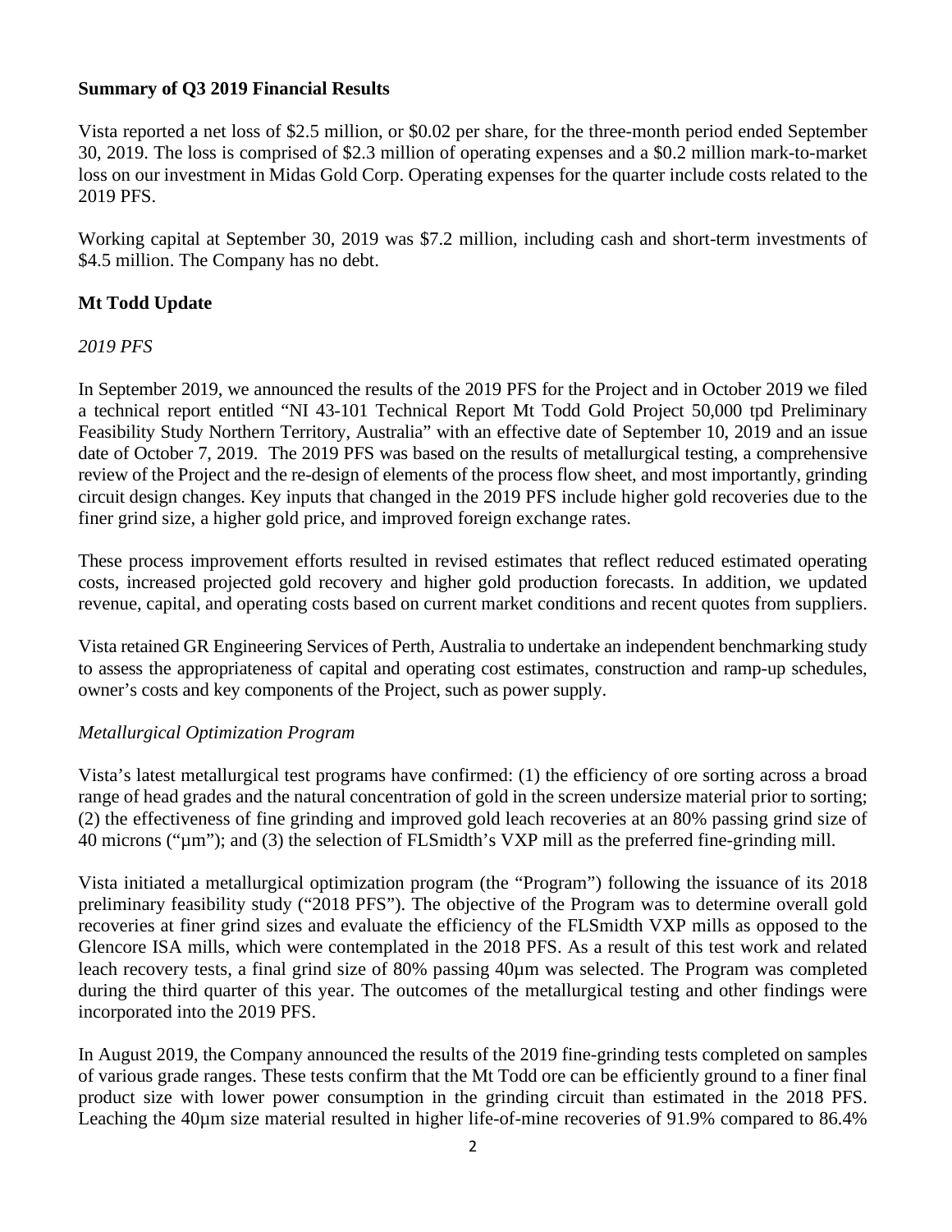**Summary of Q3 2019 Financial Results**

Vista reported a net loss of $2.5 million, or $0.02 per share, for the three-month period ended September 30, 2019. The loss is comprised of $2.3 million of operating expenses and a $0.2 million mark-to-market loss on our investment in Midas Gold Corp. Operating expenses for the quarter include costs related to the 2019 PFS.

Working capital at September 30, 2019 was $7.2 million, including cash and short-term investments of $4.5 million. The Company has no debt.

**Mt Todd Update**

*2019 PFS*

In September 2019, we announced the results of the 2019 PFS for the Project and in October 2019 we filed a technical report entitled "NI 43-101 Technical Report Mt Todd Gold Project 50,000 tpd Preliminary Feasibility Study Northern Territory, Australia" with an effective date of September 10, 2019 and an issue date of October 7, 2019. The 2019 PFS was based on the results of metallurgical testing, a comprehensive review of the Project and the re-design of elements of the process flow sheet, and most importantly, grinding circuit design changes. Key inputs that changed in the 2019 PFS include higher gold recoveries due to the finer grind size, a higher gold price, and improved foreign exchange rates.

These process improvement efforts resulted in revised estimates that reflect reduced estimated operating costs, increased projected gold recovery and higher gold production forecasts. In addition, we updated revenue, capital, and operating costs based on current market conditions and recent quotes from suppliers.

Vista retained GR Engineering Services of Perth, Australia to undertake an independent benchmarking study to assess the appropriateness of capital and operating cost estimates, construction and ramp-up schedules, owner's costs and key components of the Project, such as power supply.

*Metallurgical Optimization Program*

Vista's latest metallurgical test programs have confirmed: (1) the efficiency of ore sorting across a broad range of head grades and the natural concentration of gold in the screen undersize material prior to sorting; (2) the effectiveness of fine grinding and improved gold leach recoveries at an 80% passing grind size of 40 microns ("µm"); and (3) the selection of FLSmidth's VXP mill as the preferred fine-grinding mill.

Vista initiated a metallurgical optimization program (the "Program") following the issuance of its 2018 preliminary feasibility study ("2018 PFS"). The objective of the Program was to determine overall gold recoveries at finer grind sizes and evaluate the efficiency of the FLSmidth VXP mills as opposed to the Glencore ISA mills, which were contemplated in the 2018 PFS. As a result of this test work and related leach recovery tests, a final grind size of 80% passing 40µm was selected. The Program was completed during the third quarter of this year. The outcomes of the metallurgical testing and other findings were incorporated into the 2019 PFS.

In August 2019, the Company announced the results of the 2019 fine-grinding tests completed on samples of various grade ranges. These tests confirm that the Mt Todd ore can be efficiently ground to a finer final product size with lower power consumption in the grinding circuit than estimated in the 2018 PFS. Leaching the 40µm size material resulted in higher life-of-mine recoveries of 91.9% compared to 86.4%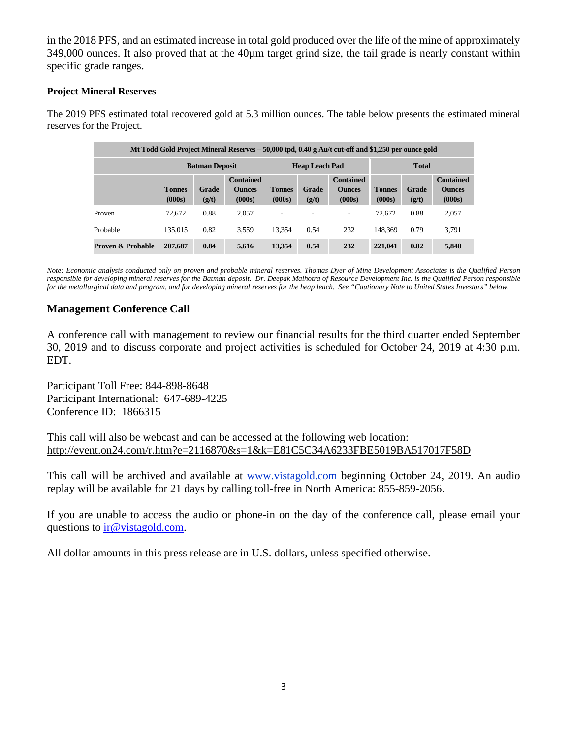in the 2018 PFS, and an estimated increase in total gold produced over the life of the mine of approximately 349,000 ounces. It also proved that at the 40µm target grind size, the tail grade is nearly constant within specific grade ranges.

**Project Mineral Reserves**

The 2019 PFS estimated total recovered gold at 5.3 million ounces. The table below presents the estimated mineral reserves for the Project.

| Mt Todd Gold Project Mineral Reserves – 50,000 tpd, 0.40 g Au/t cut-off and $1,250 per ounce gold | | | | | | | | | |
|---|---|---|---|---|---|---|---|---|---|
| | **Batman Deposit** | | | **Heap Leach Pad** | | | **Total** | | |
| | **Tonnes (000s)** | **Grade (g/t)** | **Contained Ounces (000s)** | **Tonnes (000s)** | **Grade (g/t)** | **Contained Ounces (000s)** | **Tonnes (000s)** | **Grade (g/t)** | **Contained Ounces (000s)** |
| Proven | 72,672 | 0.88 | 2,057 | - | - | - | 72,672 | 0.88 | 2,057 |
| Probable | 135,015 | 0.82 | 3,559 | 13,354 | 0.54 | 232 | 148,369 | 0.79 | 3,791 |
| **Proven & Probable** | **207,687** | **0.84** | **5,616** | **13,354** | **0.54** | **232** | **221,041** | **0.82** | **5,848** |

*Note: Economic analysis conducted only on proven and probable mineral reserves. Thomas Dyer of Mine Development Associates is the Qualified Person responsible for developing mineral reserves for the Batman deposit. Dr. Deepak Malhotra of Resource Development Inc. is the Qualified Person responsible for the metallurgical data and program, and for developing mineral reserves for the heap leach. See "Cautionary Note to United States Investors" below.*

## Management Conference Call

A conference call with management to review our financial results for the third quarter ended September 30, 2019 and to discuss corporate and project activities is scheduled for October 24, 2019 at 4:30 p.m. EDT.

Participant Toll Free: 844-898-8648
Participant International: 647-689-4225
Conference ID: 1866315

This call will also be webcast and can be accessed at the following web location:
http://event.on24.com/r.htm?e=2116870&s=1&k=E81C5C34A6233FBE5019BA517017F58D

This call will be archived and available at www.vistagold.com beginning October 24, 2019. An audio replay will be available for 21 days by calling toll-free in North America: 855-859-2056.

If you are unable to access the audio or phone-in on the day of the conference call, please email your questions to ir@vistagold.com.

All dollar amounts in this press release are in U.S. dollars, unless specified otherwise.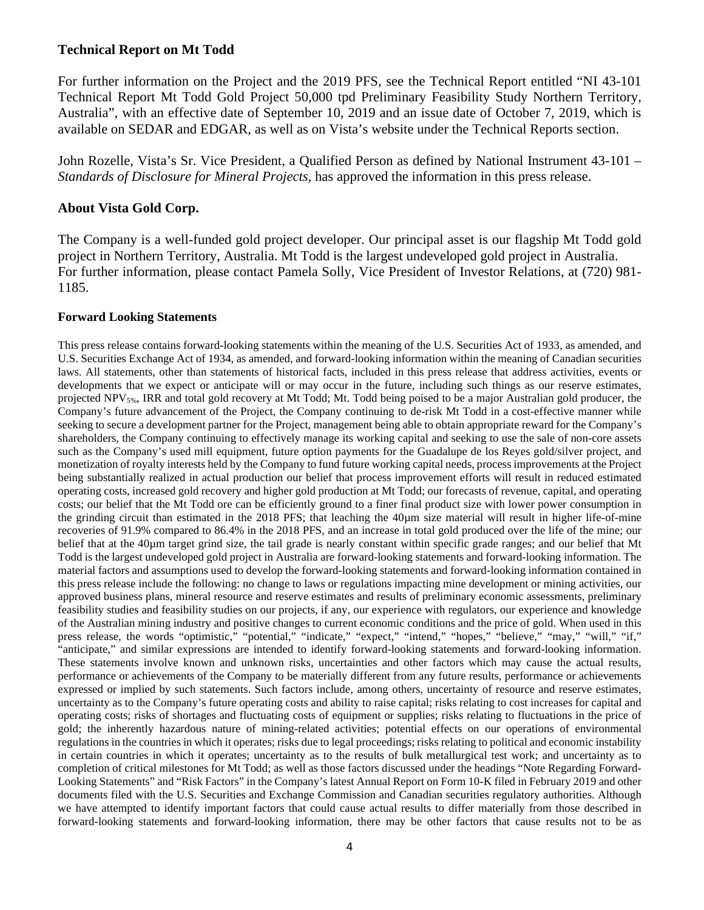## Technical Report on Mt Todd

For further information on the Project and the 2019 PFS, see the Technical Report entitled "NI 43-101 Technical Report Mt Todd Gold Project 50,000 tpd Preliminary Feasibility Study Northern Territory, Australia", with an effective date of September 10, 2019 and an issue date of October 7, 2019, which is available on SEDAR and EDGAR, as well as on Vista's website under the Technical Reports section.

John Rozelle, Vista's Sr. Vice President, a Qualified Person as defined by National Instrument 43-101 – *Standards of Disclosure for Mineral Projects*, has approved the information in this press release.

## About Vista Gold Corp.

The Company is a well-funded gold project developer. Our principal asset is our flagship Mt Todd gold project in Northern Territory, Australia. Mt Todd is the largest undeveloped gold project in Australia. For further information, please contact Pamela Solly, Vice President of Investor Relations, at (720) 981-1185.

### Forward Looking Statements

This press release contains forward-looking statements within the meaning of the U.S. Securities Act of 1933, as amended, and U.S. Securities Exchange Act of 1934, as amended, and forward-looking information within the meaning of Canadian securities laws. All statements, other than statements of historical facts, included in this press release that address activities, events or developments that we expect or anticipate will or may occur in the future, including such things as our reserve estimates, projected $NPV_{5\%}$, IRR and total gold recovery at Mt Todd; Mt. Todd being poised to be a major Australian gold producer, the Company's future advancement of the Project, the Company continuing to de-risk Mt Todd in a cost-effective manner while seeking to secure a development partner for the Project, management being able to obtain appropriate reward for the Company's shareholders, the Company continuing to effectively manage its working capital and seeking to use the sale of non-core assets such as the Company's used mill equipment, future option payments for the Guadalupe de los Reyes gold/silver project, and monetization of royalty interests held by the Company to fund future working capital needs, process improvements at the Project being substantially realized in actual production our belief that process improvement efforts will result in reduced estimated operating costs, increased gold recovery and higher gold production at Mt Todd; our forecasts of revenue, capital, and operating costs; our belief that the Mt Todd ore can be efficiently ground to a finer final product size with lower power consumption in the grinding circuit than estimated in the 2018 PFS; that leaching the 40µm size material will result in higher life-of-mine recoveries of 91.9% compared to 86.4% in the 2018 PFS, and an increase in total gold produced over the life of the mine; our belief that at the 40µm target grind size, the tail grade is nearly constant within specific grade ranges; and our belief that Mt Todd is the largest undeveloped gold project in Australia are forward-looking statements and forward-looking information. The material factors and assumptions used to develop the forward-looking statements and forward-looking information contained in this press release include the following: no change to laws or regulations impacting mine development or mining activities, our approved business plans, mineral resource and reserve estimates and results of preliminary economic assessments, preliminary feasibility studies and feasibility studies on our projects, if any, our experience with regulators, our experience and knowledge of the Australian mining industry and positive changes to current economic conditions and the price of gold. When used in this press release, the words "optimistic," "potential," "indicate," "expect," "intend," "hopes," "believe," "may," "will," "if," "anticipate," and similar expressions are intended to identify forward-looking statements and forward-looking information. These statements involve known and unknown risks, uncertainties and other factors which may cause the actual results, performance or achievements of the Company to be materially different from any future results, performance or achievements expressed or implied by such statements. Such factors include, among others, uncertainty of resource and reserve estimates, uncertainty as to the Company's future operating costs and ability to raise capital; risks relating to cost increases for capital and operating costs; risks of shortages and fluctuating costs of equipment or supplies; risks relating to fluctuations in the price of gold; the inherently hazardous nature of mining-related activities; potential effects on our operations of environmental regulations in the countries in which it operates; risks due to legal proceedings; risks relating to political and economic instability in certain countries in which it operates; uncertainty as to the results of bulk metallurgical test work; and uncertainty as to completion of critical milestones for Mt Todd; as well as those factors discussed under the headings "Note Regarding Forward-Looking Statements" and "Risk Factors" in the Company's latest Annual Report on Form 10-K filed in February 2019 and other documents filed with the U.S. Securities and Exchange Commission and Canadian securities regulatory authorities. Although we have attempted to identify important factors that could cause actual results to differ materially from those described in forward-looking statements and forward-looking information, there may be other factors that cause results not to be as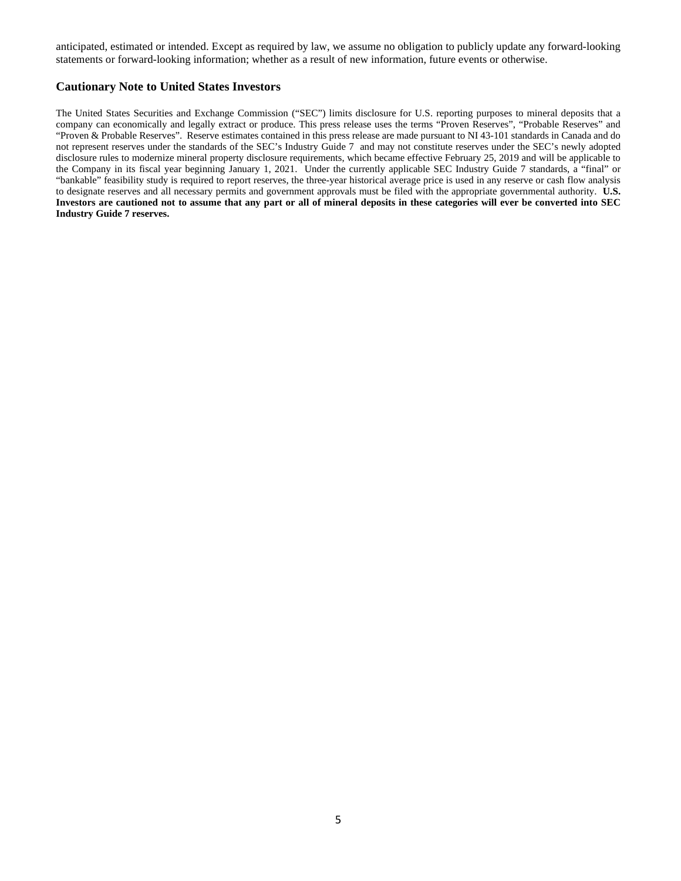anticipated, estimated or intended. Except as required by law, we assume no obligation to publicly update any forward-looking statements or forward-looking information; whether as a result of new information, future events or otherwise.

## Cautionary Note to United States Investors

The United States Securities and Exchange Commission ("SEC") limits disclosure for U.S. reporting purposes to mineral deposits that a company can economically and legally extract or produce. This press release uses the terms "Proven Reserves", "Probable Reserves" and "Proven & Probable Reserves". Reserve estimates contained in this press release are made pursuant to NI 43-101 standards in Canada and do not represent reserves under the standards of the SEC's Industry Guide 7 and may not constitute reserves under the SEC's newly adopted disclosure rules to modernize mineral property disclosure requirements, which became effective February 25, 2019 and will be applicable to the Company in its fiscal year beginning January 1, 2021. Under the currently applicable SEC Industry Guide 7 standards, a "final" or "bankable" feasibility study is required to report reserves, the three-year historical average price is used in any reserve or cash flow analysis to designate reserves and all necessary permits and government approvals must be filed with the appropriate governmental authority. **U.S. Investors are cautioned not to assume that any part or all of mineral deposits in these categories will ever be converted into SEC Industry Guide 7 reserves.**